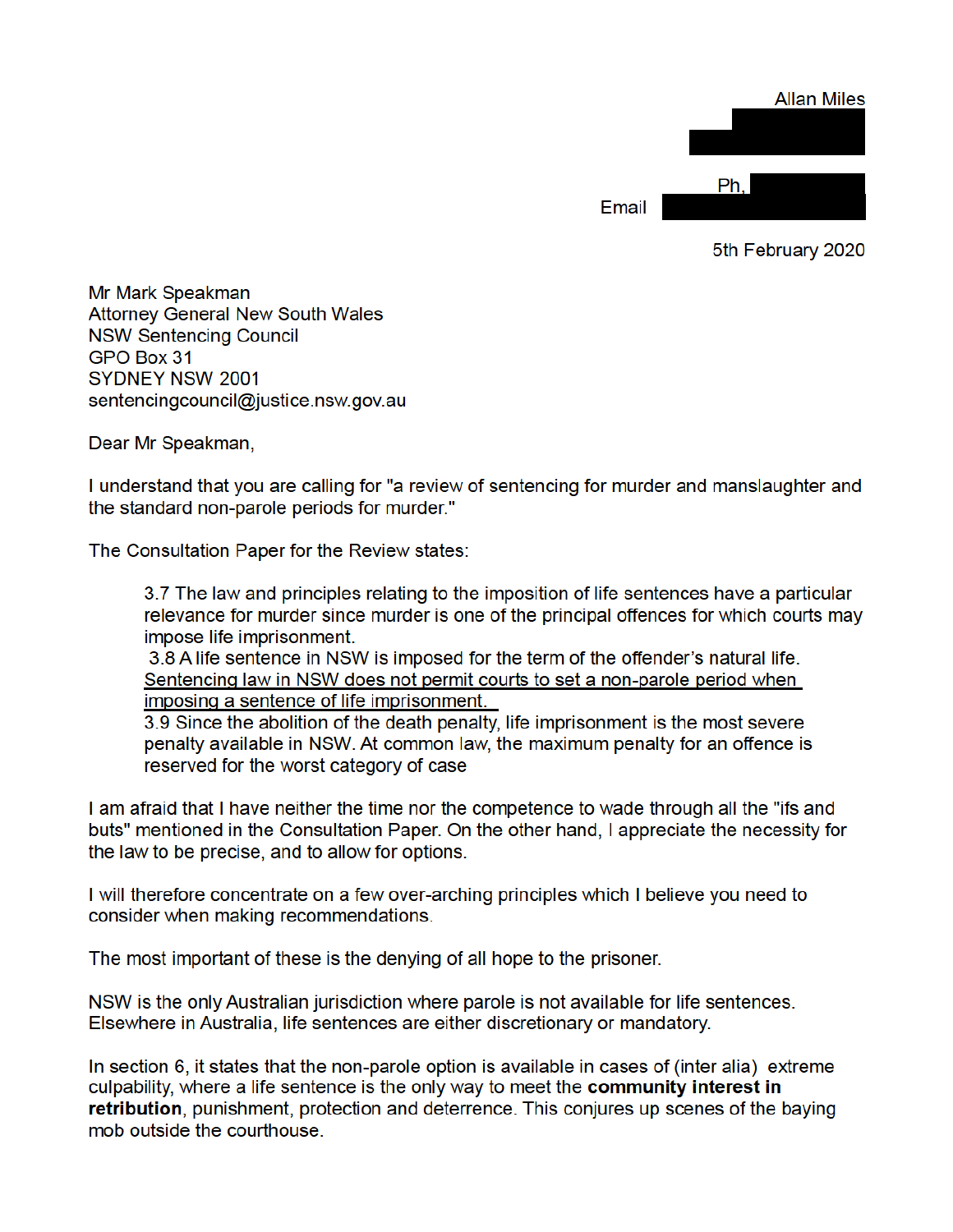Allan Miles

Ph.

Email

5th February 2020

Mr Mark Speakman
Attorney General New South Wales
NSW Sentencing Council
GPO Box 31
SYDNEY NSW 2001
sentencingcouncil@justice.nsw.gov.au

Dear Mr Speakman,

I understand that you are calling for "a review of sentencing for murder and manslaughter and the standard non-parole periods for murder."

The Consultation Paper for the Review states:

> 3.7 The law and principles relating to the imposition of life sentences have a particular relevance for murder since murder is one of the principal offences for which courts may impose life imprisonment.
> 3.8 A life sentence in NSW is imposed for the term of the offender's natural life. <u>Sentencing law in NSW does not permit courts to set a non-parole period when imposing a sentence of life imprisonment.</u>
> 3.9 Since the abolition of the death penalty, life imprisonment is the most severe penalty available in NSW. At common law, the maximum penalty for an offence is reserved for the worst category of case

I am afraid that I have neither the time nor the competence to wade through all the "ifs and buts" mentioned in the Consultation Paper. On the other hand, I appreciate the necessity for the law to be precise, and to allow for options.

I will therefore concentrate on a few over-arching principles which I believe you need to consider when making recommendations.

The most important of these is the denying of all hope to the prisoner.

NSW is the only Australian jurisdiction where parole is not available for life sentences. Elsewhere in Australia, life sentences are either discretionary or mandatory.

In section 6, it states that the non-parole option is available in cases of (inter alia) extreme culpability, where a life sentence is the only way to meet the **community interest in retribution**, punishment, protection and deterrence. This conjures up scenes of the baying mob outside the courthouse.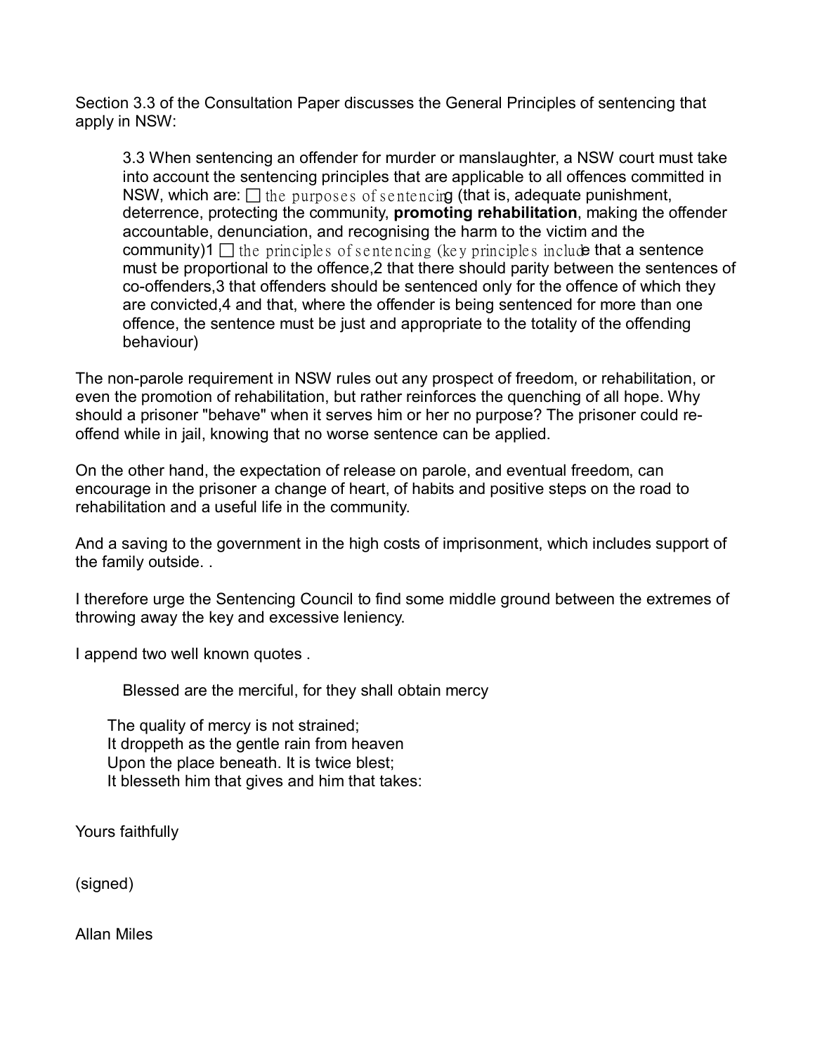Section 3.3 of the Consultation Paper discusses the General Principles of sentencing that apply in NSW:

> 3.3 When sentencing an offender for murder or manslaughter, a NSW court must take into account the sentencing principles that are applicable to all offences committed in NSW, which are: ☐ the purposes of sentencing (that is, adequate punishment, deterrence, protecting the community, **promoting rehabilitation**, making the offender accountable, denunciation, and recognising the harm to the victim and the community)1 ☐ the principles of sentencing (key principles include that a sentence must be proportional to the offence,2 that there should parity between the sentences of co-offenders,3 that offenders should be sentenced only for the offence of which they are convicted,4 and that, where the offender is being sentenced for more than one offence, the sentence must be just and appropriate to the totality of the offending behaviour)

The non-parole requirement in NSW rules out any prospect of freedom, or rehabilitation, or even the promotion of rehabilitation, but rather reinforces the quenching of all hope. Why should a prisoner "behave" when it serves him or her no purpose? The prisoner could re-offend while in jail, knowing that no worse sentence can be applied.

On the other hand, the expectation of release on parole, and eventual freedom, can encourage in the prisoner a change of heart, of habits and positive steps on the road to rehabilitation and a useful life in the community.

And a saving to the government in the high costs of imprisonment, which includes support of the family outside. .

I therefore urge the Sentencing Council to find some middle ground between the extremes of throwing away the key and excessive leniency.

I append two well known quotes .

> Blessed are the merciful, for they shall obtain mercy

> The quality of mercy is not strained;
> It droppeth as the gentle rain from heaven
> Upon the place beneath. It is twice blest;
> It blesseth him that gives and him that takes:

Yours faithfully

(signed)

Allan Miles